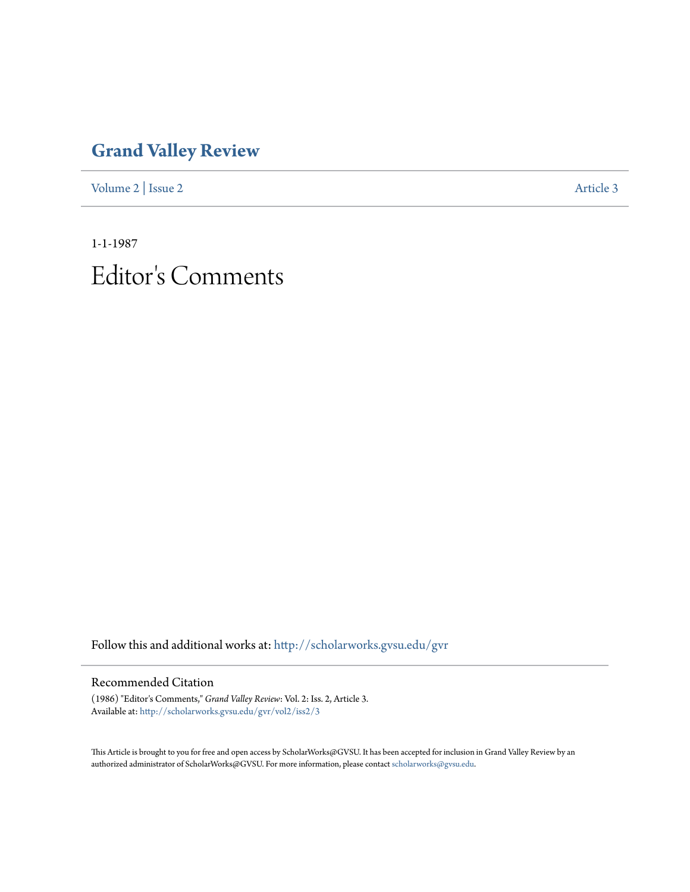# Grand Valley Review

Volume 2 | Issue 2 Article 3

1-1-1987

# Editor's Comments

Follow this and additional works at: http://scholarworks.gvsu.edu/gvr

## Recommended Citation

(1986) "Editor's Comments," *Grand Valley Review*: Vol. 2: Iss. 2, Article 3.
Available at: http://scholarworks.gvsu.edu/gvr/vol2/iss2/3

This Article is brought to you for free and open access by ScholarWorks@GVSU. It has been accepted for inclusion in Grand Valley Review by an authorized administrator of ScholarWorks@GVSU. For more information, please contact scholarworks@gvsu.edu.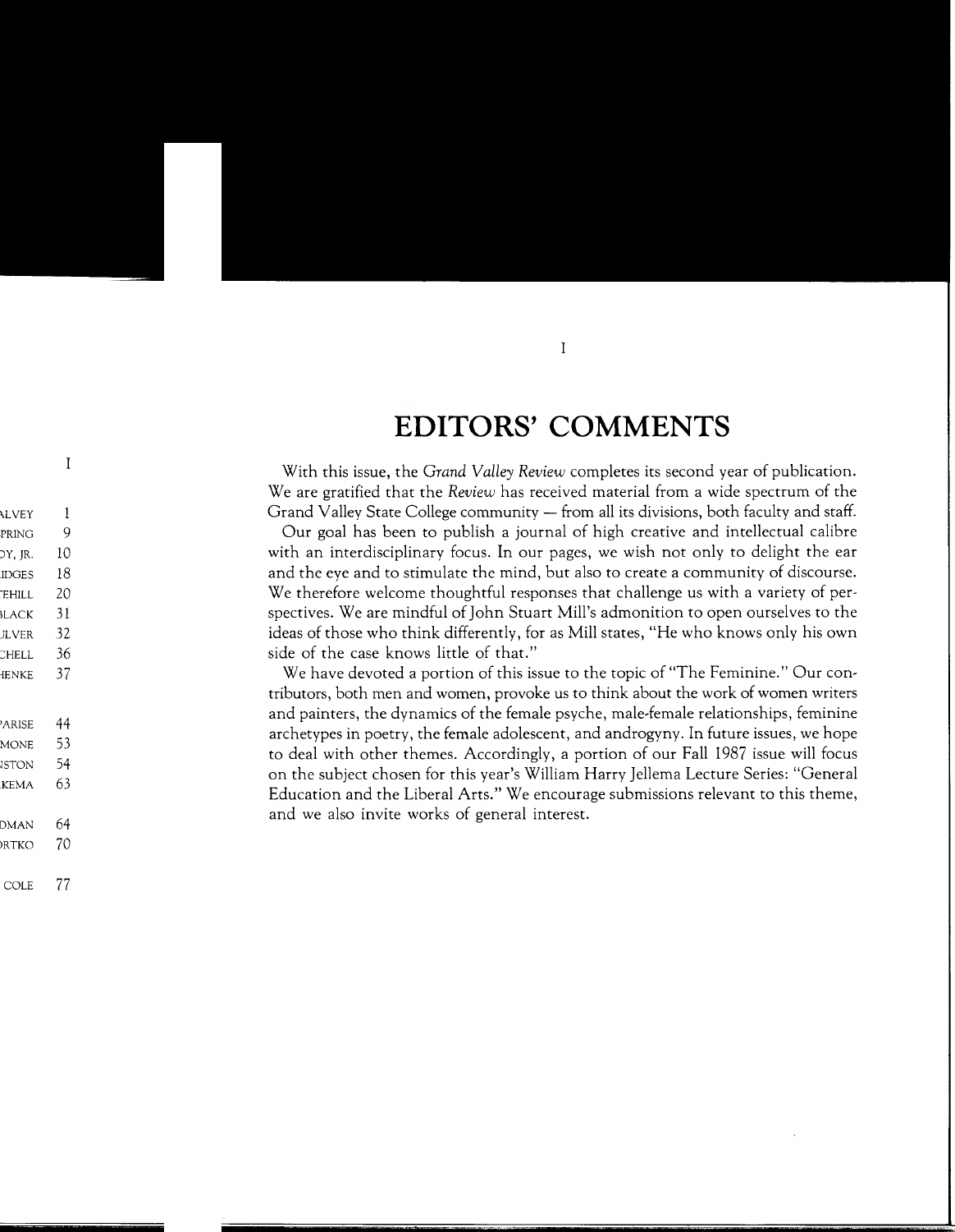# EDITORS' COMMENTS

With this issue, the *Grand Valley Review* completes its second year of publication. We are gratified that the *Review* has received material from a wide spectrum of the Grand Valley State College community — from all its divisions, both faculty and staff.

Our goal has been to publish a journal of high creative and intellectual calibre with an interdisciplinary focus. In our pages, we wish not only to delight the ear and the eye and to stimulate the mind, but also to create a community of discourse. We therefore welcome thoughtful responses that challenge us with a variety of perspectives. We are mindful of John Stuart Mill's admonition to open ourselves to the ideas of those who think differently, for as Mill states, "He who knows only his own side of the case knows little of that."

We have devoted a portion of this issue to the topic of "The Feminine." Our contributors, both men and women, provoke us to think about the work of women writers and painters, the dynamics of the female psyche, male-female relationships, feminine archetypes in poetry, the female adolescent, and androgyny. In future issues, we hope to deal with other themes. Accordingly, a portion of our Fall 1987 issue will focus on the subject chosen for this year's William Harry Jellema Lecture Series: "General Education and the Liberal Arts." We encourage submissions relevant to this theme, and we also invite works of general interest.